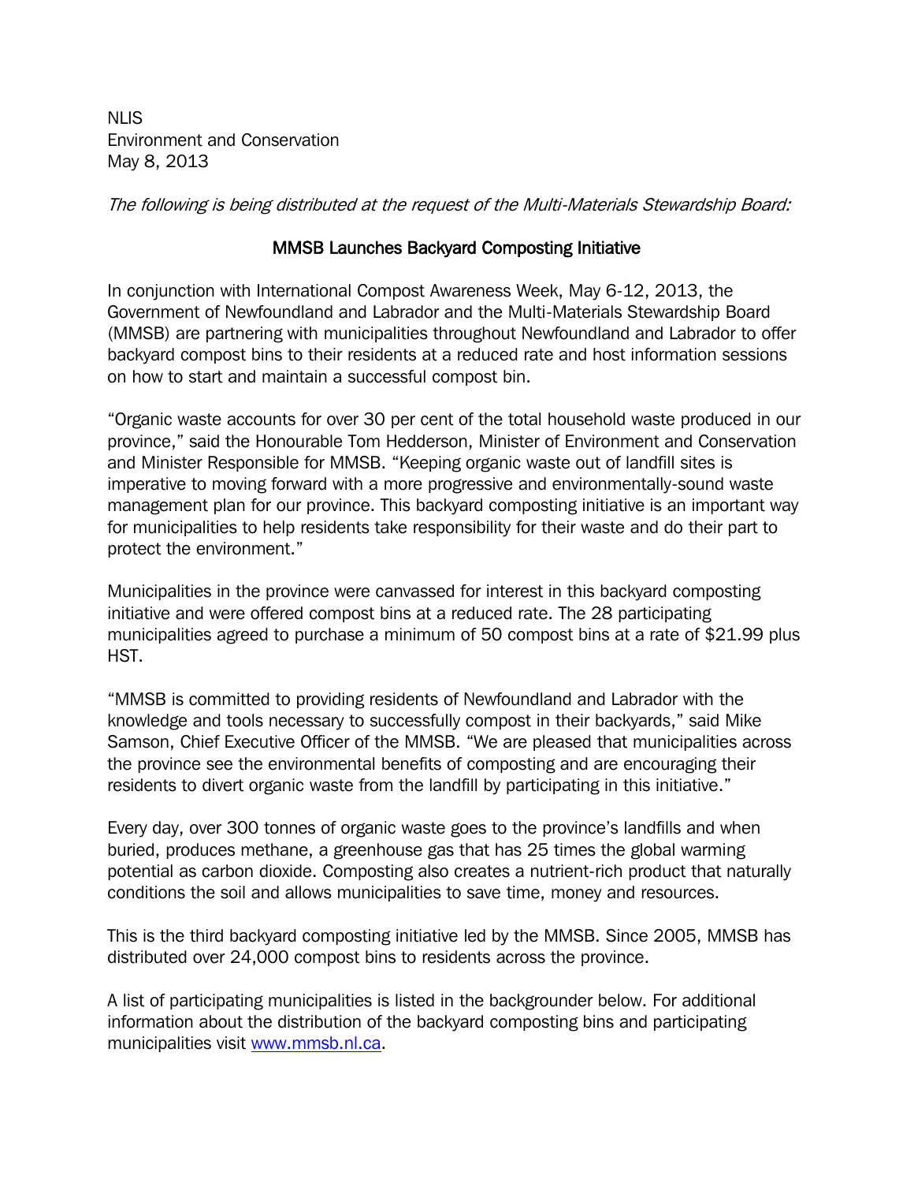NLIS
Environment and Conservation
May 8, 2013

*The following is being distributed at the request of the Multi-Materials Stewardship Board:*

## MMSB Launches Backyard Composting Initiative

In conjunction with International Compost Awareness Week, May 6-12, 2013, the Government of Newfoundland and Labrador and the Multi-Materials Stewardship Board (MMSB) are partnering with municipalities throughout Newfoundland and Labrador to offer backyard compost bins to their residents at a reduced rate and host information sessions on how to start and maintain a successful compost bin.

"Organic waste accounts for over 30 per cent of the total household waste produced in our province," said the Honourable Tom Hedderson, Minister of Environment and Conservation and Minister Responsible for MMSB. "Keeping organic waste out of landfill sites is imperative to moving forward with a more progressive and environmentally-sound waste management plan for our province. This backyard composting initiative is an important way for municipalities to help residents take responsibility for their waste and do their part to protect the environment."

Municipalities in the province were canvassed for interest in this backyard composting initiative and were offered compost bins at a reduced rate. The 28 participating municipalities agreed to purchase a minimum of 50 compost bins at a rate of $21.99 plus HST.

"MMSB is committed to providing residents of Newfoundland and Labrador with the knowledge and tools necessary to successfully compost in their backyards," said Mike Samson, Chief Executive Officer of the MMSB. "We are pleased that municipalities across the province see the environmental benefits of composting and are encouraging their residents to divert organic waste from the landfill by participating in this initiative."

Every day, over 300 tonnes of organic waste goes to the province's landfills and when buried, produces methane, a greenhouse gas that has 25 times the global warming potential as carbon dioxide. Composting also creates a nutrient-rich product that naturally conditions the soil and allows municipalities to save time, money and resources.

This is the third backyard composting initiative led by the MMSB. Since 2005, MMSB has distributed over 24,000 compost bins to residents across the province.

A list of participating municipalities is listed in the backgrounder below. For additional information about the distribution of the backyard composting bins and participating municipalities visit [www.mmsb.nl.ca](www.mmsb.nl.ca).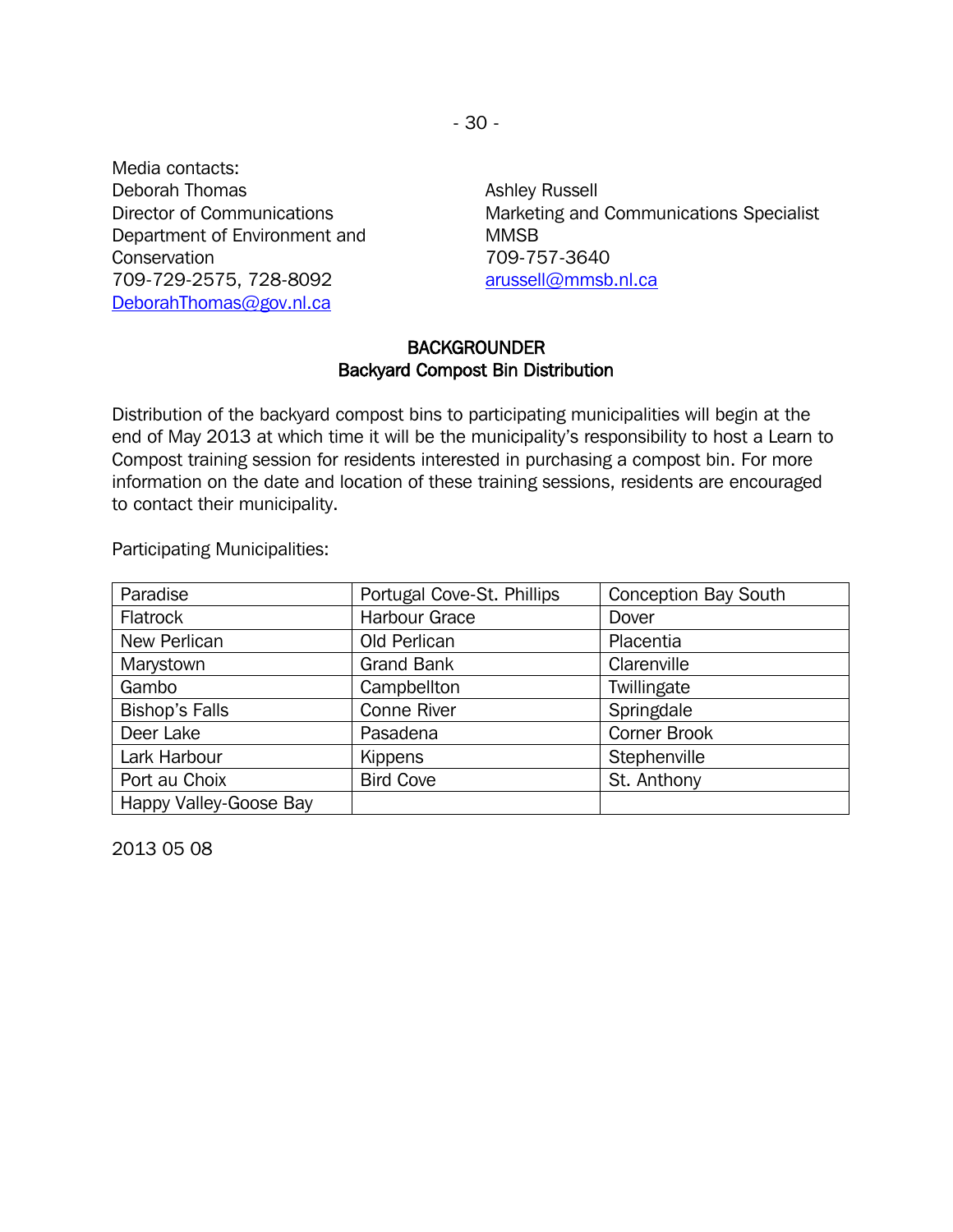Media contacts:

Deborah Thomas
Director of Communications
Department of Environment and Conservation
709-729-2575, 728-8092
DeborahThomas@gov.nl.ca

Ashley Russell
Marketing and Communications Specialist
MMSB
709-757-3640
arussell@mmsb.nl.ca

**BACKGROUNDER**
**Backyard Compost Bin Distribution**

Distribution of the backyard compost bins to participating municipalities will begin at the end of May 2013 at which time it will be the municipality's responsibility to host a Learn to Compost training session for residents interested in purchasing a compost bin. For more information on the date and location of these training sessions, residents are encouraged to contact their municipality.

Participating Municipalities:

| | | |
|---|---|---|
| Paradise | Portugal Cove-St. Phillips | Conception Bay South |
| Flatrock | Harbour Grace | Dover |
| New Perlican | Old Perlican | Placentia |
| Marystown | Grand Bank | Clarenville |
| Gambo | Campbellton | Twillingate |
| Bishop's Falls | Conne River | Springdale |
| Deer Lake | Pasadena | Corner Brook |
| Lark Harbour | Kippens | Stephenville |
| Port au Choix | Bird Cove | St. Anthony |
| Happy Valley-Goose Bay | | |

2013 05 08